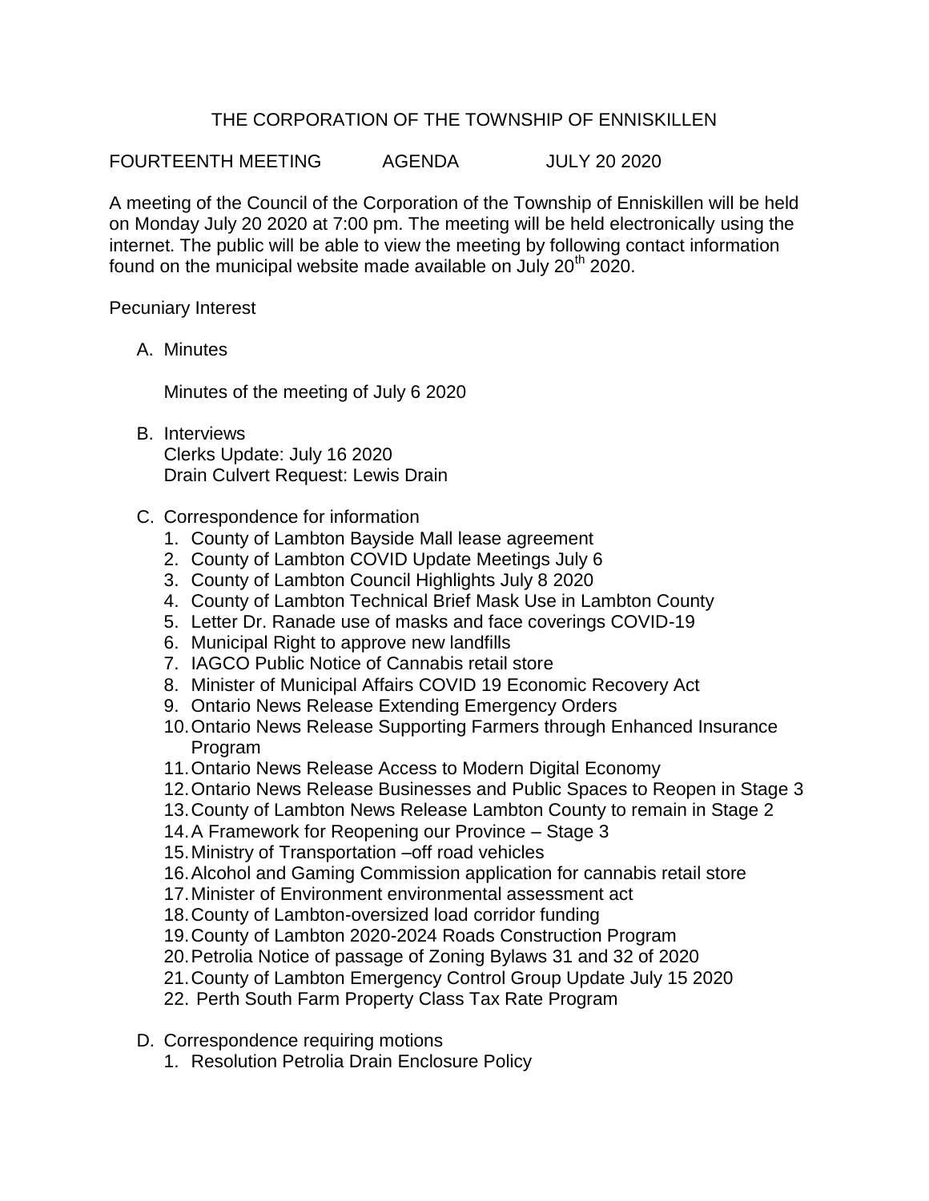# THE CORPORATION OF THE TOWNSHIP OF ENNISKILLEN

FOURTEENTH MEETING AGENDA JULY 20 2020

A meeting of the Council of the Corporation of the Township of Enniskillen will be held on Monday July 20 2020 at 7:00 pm. The meeting will be held electronically using the internet. The public will be able to view the meeting by following contact information found on the municipal website made available on July 20th 2020.

Pecuniary Interest

A. Minutes

   Minutes of the meeting of July 6 2020

B. Interviews
   Clerks Update: July 16 2020
   Drain Culvert Request: Lewis Drain

C. Correspondence for information
   1. County of Lambton Bayside Mall lease agreement
   2. County of Lambton COVID Update Meetings July 6
   3. County of Lambton Council Highlights July 8 2020
   4. County of Lambton Technical Brief Mask Use in Lambton County
   5. Letter Dr. Ranade use of masks and face coverings COVID-19
   6. Municipal Right to approve new landfills
   7. IAGCO Public Notice of Cannabis retail store
   8. Minister of Municipal Affairs COVID 19 Economic Recovery Act
   9. Ontario News Release Extending Emergency Orders
   10. Ontario News Release Supporting Farmers through Enhanced Insurance Program
   11. Ontario News Release Access to Modern Digital Economy
   12. Ontario News Release Businesses and Public Spaces to Reopen in Stage 3
   13. County of Lambton News Release Lambton County to remain in Stage 2
   14. A Framework for Reopening our Province – Stage 3
   15. Ministry of Transportation –off road vehicles
   16. Alcohol and Gaming Commission application for cannabis retail store
   17. Minister of Environment environmental assessment act
   18. County of Lambton-oversized load corridor funding
   19. County of Lambton 2020-2024 Roads Construction Program
   20. Petrolia Notice of passage of Zoning Bylaws 31 and 32 of 2020
   21. County of Lambton Emergency Control Group Update July 15 2020
   22. Perth South Farm Property Class Tax Rate Program

D. Correspondence requiring motions
   1. Resolution Petrolia Drain Enclosure Policy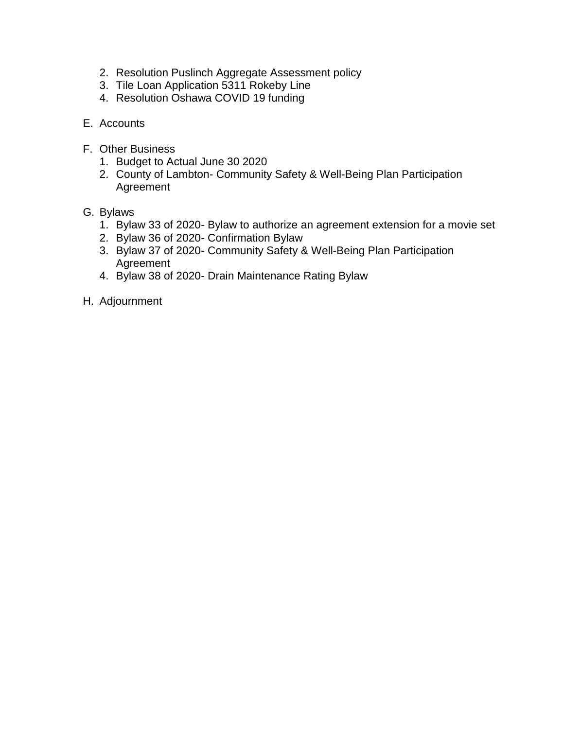2. Resolution Puslinch Aggregate Assessment policy
3. Tile Loan Application 5311 Rokeby Line
4. Resolution Oshawa COVID 19 funding

E. Accounts

F. Other Business
   1. Budget to Actual June 30 2020
   2. County of Lambton- Community Safety & Well-Being Plan Participation Agreement

G. Bylaws
   1. Bylaw 33 of 2020- Bylaw to authorize an agreement extension for a movie set
   2. Bylaw 36 of 2020- Confirmation Bylaw
   3. Bylaw 37 of 2020- Community Safety & Well-Being Plan Participation Agreement
   4. Bylaw 38 of 2020- Drain Maintenance Rating Bylaw

H. Adjournment